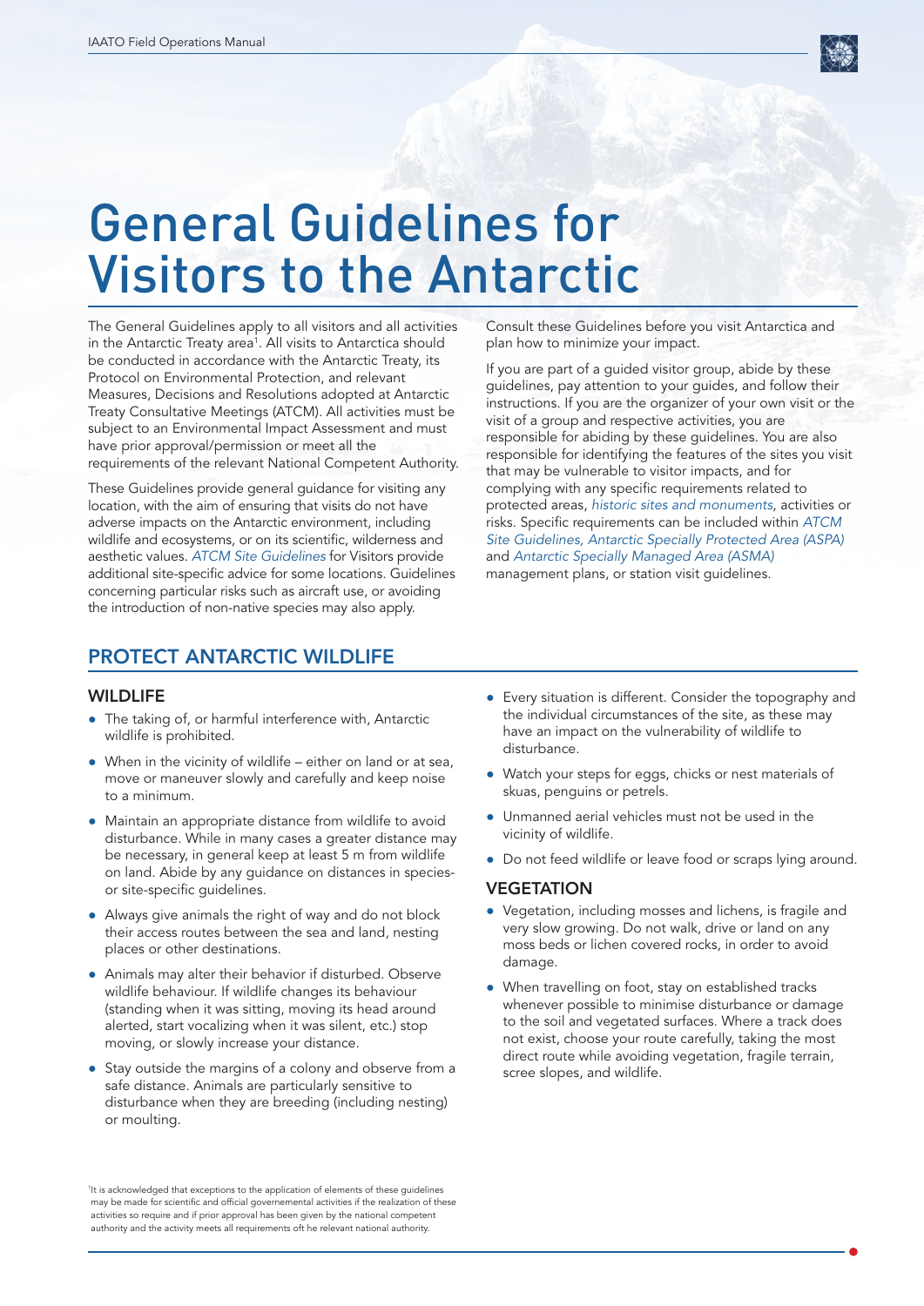# General Guidelines for Visitors to the Antarctic

The General Guidelines apply to all visitors and all activities in the Antarctic Treaty area[1]. All visits to Antarctica should be conducted in accordance with the Antarctic Treaty, its Protocol on Environmental Protection, and relevant Measures, Decisions and Resolutions adopted at Antarctic Treaty Consultative Meetings (ATCM). All activities must be subject to an Environmental Impact Assessment and must have prior approval/permission or meet all the requirements of the relevant National Competent Authority.

These Guidelines provide general guidance for visiting any location, with the aim of ensuring that visits do not have adverse impacts on the Antarctic environment, including wildlife and ecosystems, or on its scientific, wilderness and aesthetic values. *ATCM Site Guidelines* for Visitors provide additional site-specific advice for some locations. Guidelines concerning particular risks such as aircraft use, or avoiding the introduction of non-native species may also apply.

Consult these Guidelines before you visit Antarctica and plan how to minimize your impact.

If you are part of a guided visitor group, abide by these guidelines, pay attention to your guides, and follow their instructions. If you are the organizer of your own visit or the visit of a group and respective activities, you are responsible for abiding by these guidelines. You are also responsible for identifying the features of the sites you visit that may be vulnerable to visitor impacts, and for complying with any specific requirements related to protected areas, *historic sites and monuments*, activities or risks. Specific requirements can be included within *ATCM Site Guidelines, Antarctic Specially Protected Area (ASPA)* and *Antarctic Specially Managed Area (ASMA)* management plans, or station visit guidelines.

## PROTECT ANTARCTIC WILDLIFE

### WILDLIFE

- The taking of, or harmful interference with, Antarctic wildlife is prohibited.
- When in the vicinity of wildlife – either on land or at sea, move or maneuver slowly and carefully and keep noise to a minimum.
- Maintain an appropriate distance from wildlife to avoid disturbance. While in many cases a greater distance may be necessary, in general keep at least 5 m from wildlife on land. Abide by any guidance on distances in species- or site-specific guidelines.
- Always give animals the right of way and do not block their access routes between the sea and land, nesting places or other destinations.
- Animals may alter their behavior if disturbed. Observe wildlife behaviour. If wildlife changes its behaviour (standing when it was sitting, moving its head around alerted, start vocalizing when it was silent, etc.) stop moving, or slowly increase your distance.
- Stay outside the margins of a colony and observe from a safe distance. Animals are particularly sensitive to disturbance when they are breeding (including nesting) or moulting.
- Every situation is different. Consider the topography and the individual circumstances of the site, as these may have an impact on the vulnerability of wildlife to disturbance.
- Watch your steps for eggs, chicks or nest materials of skuas, penguins or petrels.
- Unmanned aerial vehicles must not be used in the vicinity of wildlife.
- Do not feed wildlife or leave food or scraps lying around.

### VEGETATION

- Vegetation, including mosses and lichens, is fragile and very slow growing. Do not walk, drive or land on any moss beds or lichen covered rocks, in order to avoid damage.
- When travelling on foot, stay on established tracks whenever possible to minimise disturbance or damage to the soil and vegetated surfaces. Where a track does not exist, choose your route carefully, taking the most direct route while avoiding vegetation, fragile terrain, scree slopes, and wildlife.

[1] It is acknowledged that exceptions to the application of elements of these guidelines may be made for scientific and official governmental activities if the realization of these activities so require and if prior approval has been given by the national competent authority and the activity meets all requirements oft he relevant national authority.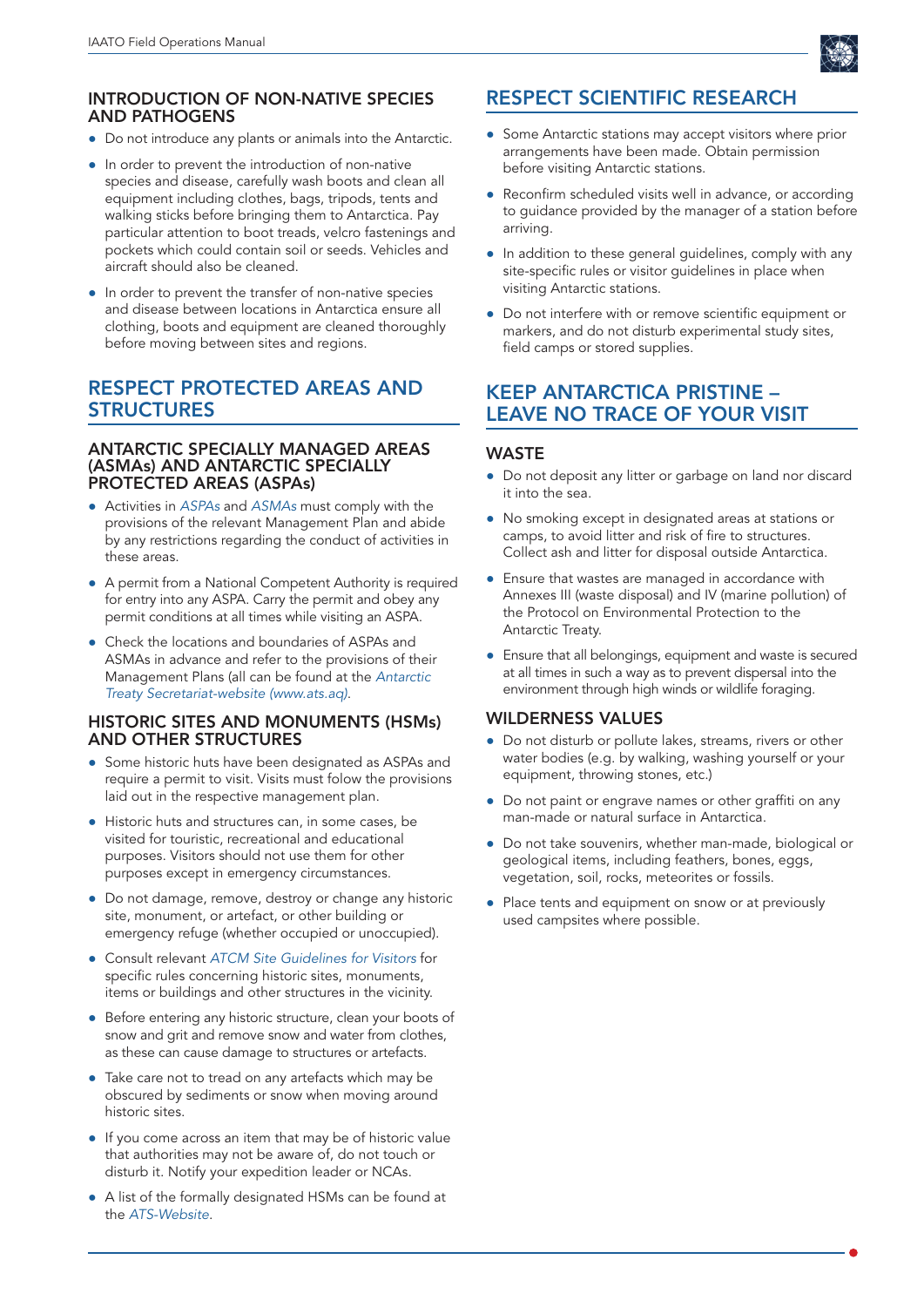### INTRODUCTION OF NON-NATIVE SPECIES AND PATHOGENS

- Do not introduce any plants or animals into the Antarctic.
- In order to prevent the introduction of non-native species and disease, carefully wash boots and clean all equipment including clothes, bags, tripods, tents and walking sticks before bringing them to Antarctica. Pay particular attention to boot treads, velcro fastenings and pockets which could contain soil or seeds. Vehicles and aircraft should also be cleaned.
- In order to prevent the transfer of non-native species and disease between locations in Antarctica ensure all clothing, boots and equipment are cleaned thoroughly before moving between sites and regions.

## RESPECT PROTECTED AREAS AND STRUCTURES

### ANTARCTIC SPECIALLY MANAGED AREAS (ASMAs) AND ANTARCTIC SPECIALLY PROTECTED AREAS (ASPAs)

- Activities in *ASPAs* and *ASMAs* must comply with the provisions of the relevant Management Plan and abide by any restrictions regarding the conduct of activities in these areas.
- A permit from a National Competent Authority is required for entry into any ASPA. Carry the permit and obey any permit conditions at all times while visiting an ASPA.
- Check the locations and boundaries of ASPAs and ASMAs in advance and refer to the provisions of their Management Plans (all can be found at the *Antarctic Treaty Secretariat-website (www.ats.aq)*.

### HISTORIC SITES AND MONUMENTS (HSMs) AND OTHER STRUCTURES

- Some historic huts have been designated as ASPAs and require a permit to visit. Visits must folow the provisions laid out in the respective management plan.
- Historic huts and structures can, in some cases, be visited for touristic, recreational and educational purposes. Visitors should not use them for other purposes except in emergency circumstances.
- Do not damage, remove, destroy or change any historic site, monument, or artefact, or other building or emergency refuge (whether occupied or unoccupied).
- Consult relevant *ATCM Site Guidelines for Visitors* for specific rules concerning historic sites, monuments, items or buildings and other structures in the vicinity.
- Before entering any historic structure, clean your boots of snow and grit and remove snow and water from clothes, as these can cause damage to structures or artefacts.
- Take care not to tread on any artefacts which may be obscured by sediments or snow when moving around historic sites.
- If you come across an item that may be of historic value that authorities may not be aware of, do not touch or disturb it. Notify your expedition leader or NCAs.
- A list of the formally designated HSMs can be found at the *ATS-Website*.

## RESPECT SCIENTIFIC RESEARCH

- Some Antarctic stations may accept visitors where prior arrangements have been made. Obtain permission before visiting Antarctic stations.
- Reconfirm scheduled visits well in advance, or according to guidance provided by the manager of a station before arriving.
- In addition to these general guidelines, comply with any site-specific rules or visitor guidelines in place when visiting Antarctic stations.
- Do not interfere with or remove scientific equipment or markers, and do not disturb experimental study sites, field camps or stored supplies.

## KEEP ANTARCTICA PRISTINE – LEAVE NO TRACE OF YOUR VISIT

### WASTE

- Do not deposit any litter or garbage on land nor discard it into the sea.
- No smoking except in designated areas at stations or camps, to avoid litter and risk of fire to structures. Collect ash and litter for disposal outside Antarctica.
- Ensure that wastes are managed in accordance with Annexes III (waste disposal) and IV (marine pollution) of the Protocol on Environmental Protection to the Antarctic Treaty.
- Ensure that all belongings, equipment and waste is secured at all times in such a way as to prevent dispersal into the environment through high winds or wildlife foraging.

### WILDERNESS VALUES

- Do not disturb or pollute lakes, streams, rivers or other water bodies (e.g. by walking, washing yourself or your equipment, throwing stones, etc.)
- Do not paint or engrave names or other graffiti on any man-made or natural surface in Antarctica.
- Do not take souvenirs, whether man-made, biological or geological items, including feathers, bones, eggs, vegetation, soil, rocks, meteorites or fossils.
- Place tents and equipment on snow or at previously used campsites where possible.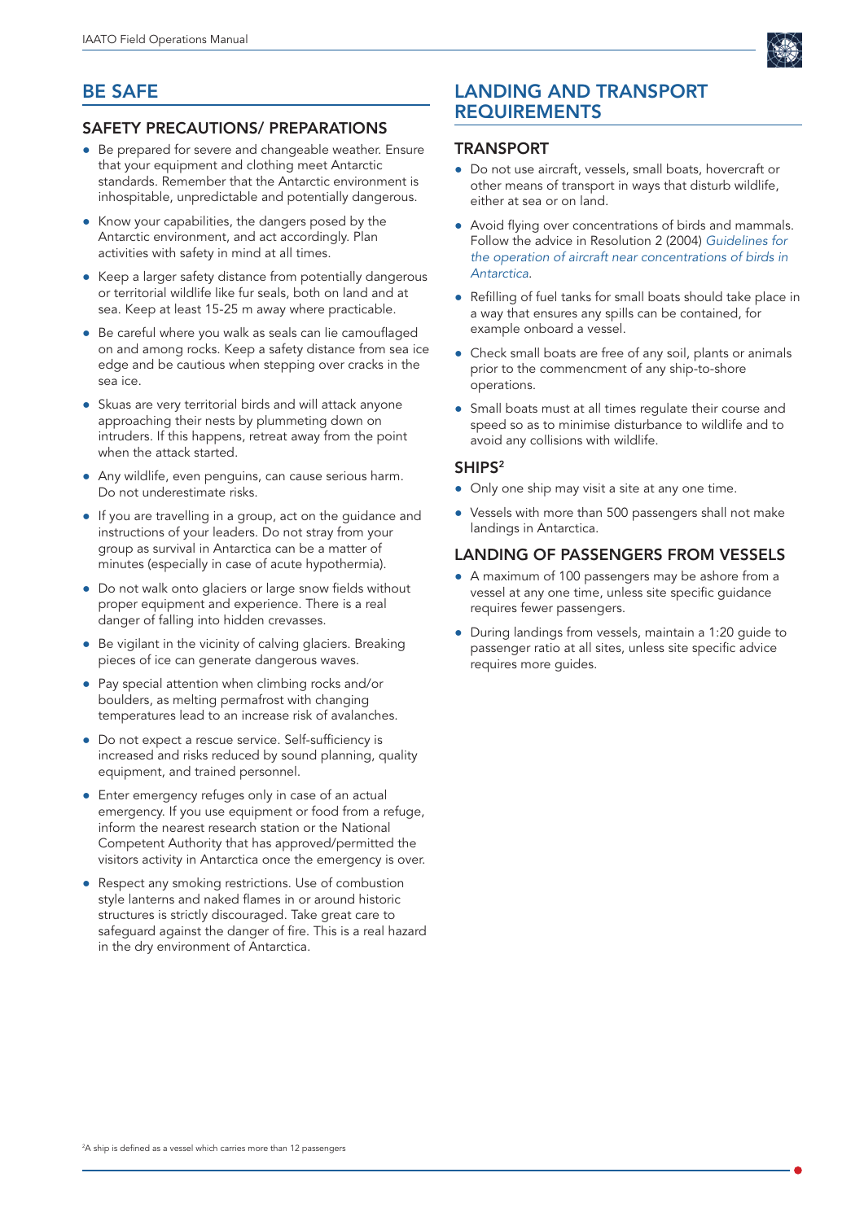## BE SAFE

### SAFETY PRECAUTIONS/ PREPARATIONS

- Be prepared for severe and changeable weather. Ensure that your equipment and clothing meet Antarctic standards. Remember that the Antarctic environment is inhospitable, unpredictable and potentially dangerous.
- Know your capabilities, the dangers posed by the Antarctic environment, and act accordingly. Plan activities with safety in mind at all times.
- Keep a larger safety distance from potentially dangerous or territorial wildlife like fur seals, both on land and at sea. Keep at least 15-25 m away where practicable.
- Be careful where you walk as seals can lie camouflaged on and among rocks. Keep a safety distance from sea ice edge and be cautious when stepping over cracks in the sea ice.
- Skuas are very territorial birds and will attack anyone approaching their nests by plummeting down on intruders. If this happens, retreat away from the point when the attack started.
- Any wildlife, even penguins, can cause serious harm. Do not underestimate risks.
- If you are travelling in a group, act on the guidance and instructions of your leaders. Do not stray from your group as survival in Antarctica can be a matter of minutes (especially in case of acute hypothermia).
- Do not walk onto glaciers or large snow fields without proper equipment and experience. There is a real danger of falling into hidden crevasses.
- Be vigilant in the vicinity of calving glaciers. Breaking pieces of ice can generate dangerous waves.
- Pay special attention when climbing rocks and/or boulders, as melting permafrost with changing temperatures lead to an increase risk of avalanches.
- Do not expect a rescue service. Self-sufficiency is increased and risks reduced by sound planning, quality equipment, and trained personnel.
- Enter emergency refuges only in case of an actual emergency. If you use equipment or food from a refuge, inform the nearest research station or the National Competent Authority that has approved/permitted the visitors activity in Antarctica once the emergency is over.
- Respect any smoking restrictions. Use of combustion style lanterns and naked flames in or around historic structures is strictly discouraged. Take great care to safeguard against the danger of fire. This is a real hazard in the dry environment of Antarctica.

## LANDING AND TRANSPORT REQUIREMENTS

### TRANSPORT

- Do not use aircraft, vessels, small boats, hovercraft or other means of transport in ways that disturb wildlife, either at sea or on land.
- Avoid flying over concentrations of birds and mammals. Follow the advice in Resolution 2 (2004) *Guidelines for the operation of aircraft near concentrations of birds in Antarctica.*
- Refilling of fuel tanks for small boats should take place in a way that ensures any spills can be contained, for example onboard a vessel.
- Check small boats are free of any soil, plants or animals prior to the commencment of any ship-to-shore operations.
- Small boats must at all times regulate their course and speed so as to minimise disturbance to wildlife and to avoid any collisions with wildlife.

### SHIPS[2]

- Only one ship may visit a site at any one time.
- Vessels with more than 500 passengers shall not make landings in Antarctica.

### LANDING OF PASSENGERS FROM VESSELS

- A maximum of 100 passengers may be ashore from a vessel at any one time, unless site specific guidance requires fewer passengers.
- During landings from vessels, maintain a 1:20 guide to passenger ratio at all sites, unless site specific advice requires more guides.

[2] A ship is defined as a vessel which carries more than 12 passengers